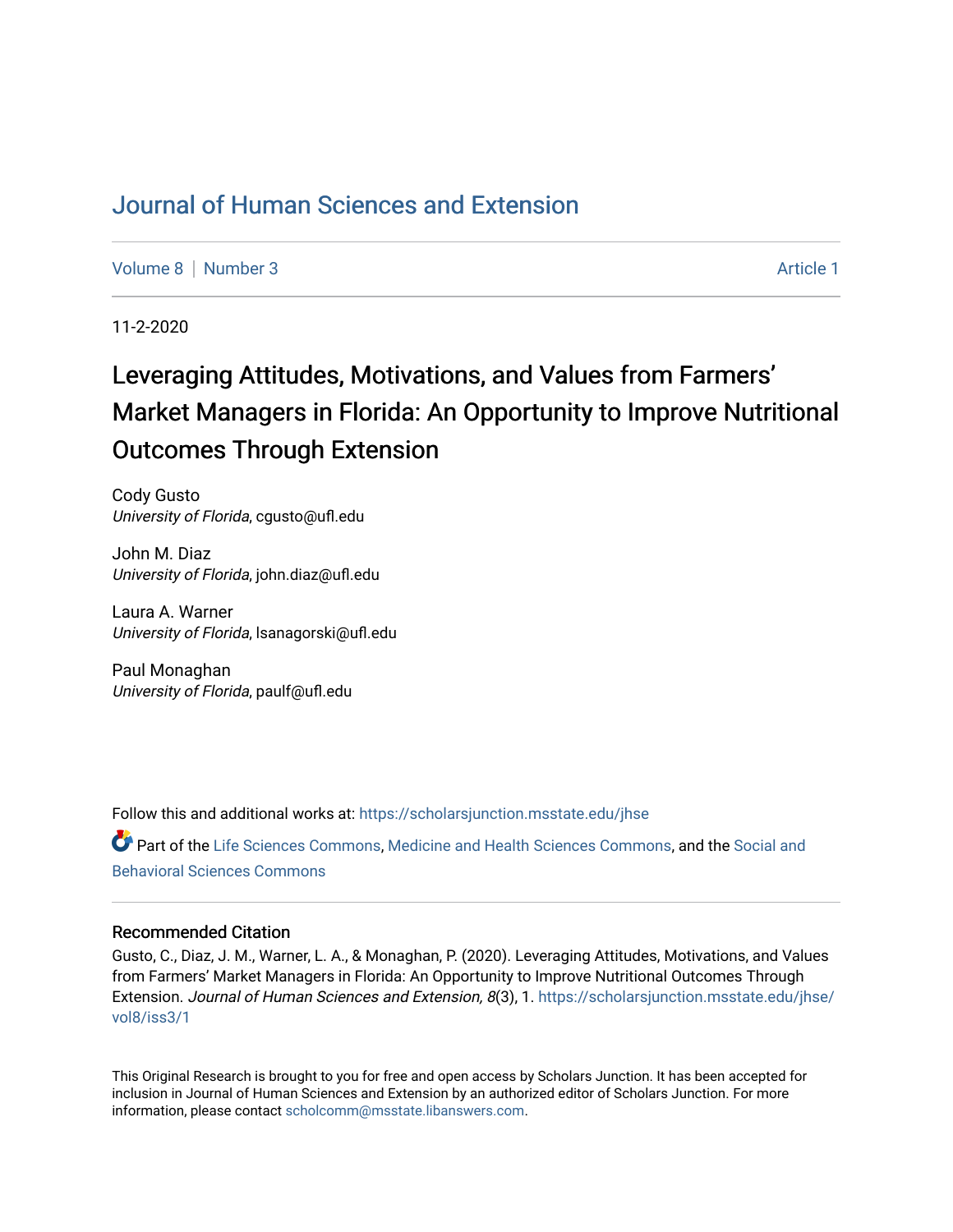# Journal of Human Sciences and Extension

Volume 8 | Number 3 | Article 1

11-2-2020

## Leveraging Attitudes, Motivations, and Values from Farmers' Market Managers in Florida: An Opportunity to Improve Nutritional Outcomes Through Extension

Cody Gusto
*University of Florida*, cgusto@ufl.edu

John M. Diaz
*University of Florida*, john.diaz@ufl.edu

Laura A. Warner
*University of Florida*, lsanagorski@ufl.edu

Paul Monaghan
*University of Florida*, paulf@ufl.edu

Follow this and additional works at: https://scholarsjunction.msstate.edu/jhse

Part of the Life Sciences Commons, Medicine and Health Sciences Commons, and the Social and Behavioral Sciences Commons

### Recommended Citation

Gusto, C., Diaz, J. M., Warner, L. A., & Monaghan, P. (2020). Leveraging Attitudes, Motivations, and Values from Farmers' Market Managers in Florida: An Opportunity to Improve Nutritional Outcomes Through Extension. *Journal of Human Sciences and Extension, 8*(3), 1. https://scholarsjunction.msstate.edu/jhse/vol8/iss3/1

This Original Research is brought to you for free and open access by Scholars Junction. It has been accepted for inclusion in Journal of Human Sciences and Extension by an authorized editor of Scholars Junction. For more information, please contact scholcomm@msstate.libanswers.com.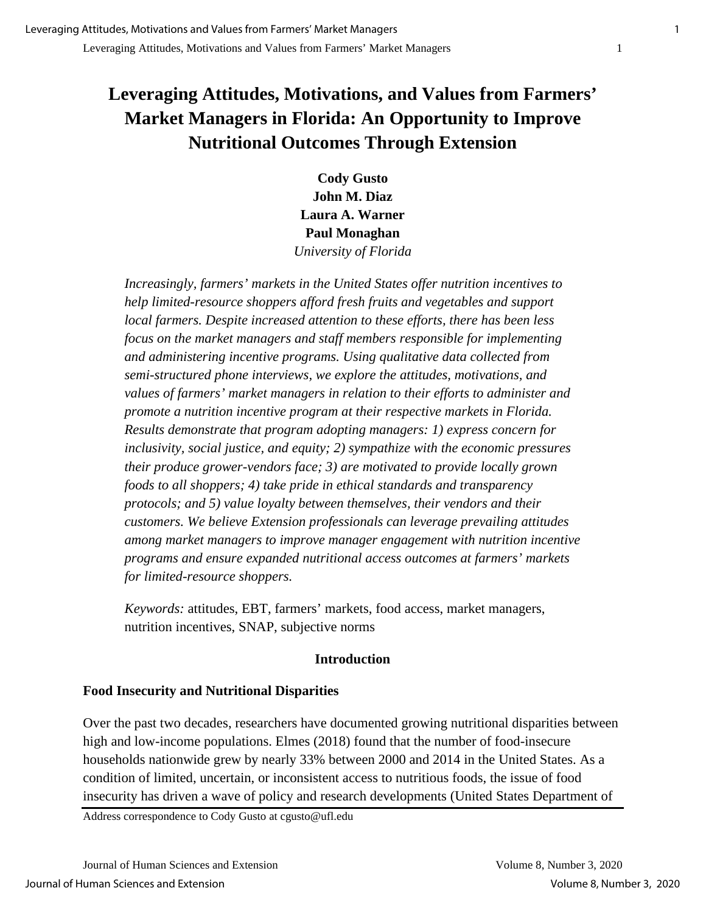# Leveraging Attitudes, Motivations, and Values from Farmers' Market Managers in Florida: An Opportunity to Improve Nutritional Outcomes Through Extension

**Cody Gusto**
**John M. Diaz**
**Laura A. Warner**
**Paul Monaghan**
*University of Florida*

*Increasingly, farmers' markets in the United States offer nutrition incentives to help limited-resource shoppers afford fresh fruits and vegetables and support local farmers. Despite increased attention to these efforts, there has been less focus on the market managers and staff members responsible for implementing and administering incentive programs. Using qualitative data collected from semi-structured phone interviews, we explore the attitudes, motivations, and values of farmers' market managers in relation to their efforts to administer and promote a nutrition incentive program at their respective markets in Florida. Results demonstrate that program adopting managers: 1) express concern for inclusivity, social justice, and equity; 2) sympathize with the economic pressures their produce grower-vendors face; 3) are motivated to provide locally grown foods to all shoppers; 4) take pride in ethical standards and transparency protocols; and 5) value loyalty between themselves, their vendors and their customers. We believe Extension professionals can leverage prevailing attitudes among market managers to improve manager engagement with nutrition incentive programs and ensure expanded nutritional access outcomes at farmers' markets for limited-resource shoppers.*

*Keywords:* attitudes, EBT, farmers' markets, food access, market managers, nutrition incentives, SNAP, subjective norms

## Introduction

### Food Insecurity and Nutritional Disparities

Over the past two decades, researchers have documented growing nutritional disparities between high and low-income populations. Elmes (2018) found that the number of food-insecure households nationwide grew by nearly 33% between 2000 and 2014 in the United States. As a condition of limited, uncertain, or inconsistent access to nutritious foods, the issue of food insecurity has driven a wave of policy and research developments (United States Department of

Address correspondence to Cody Gusto at cgusto@ufl.edu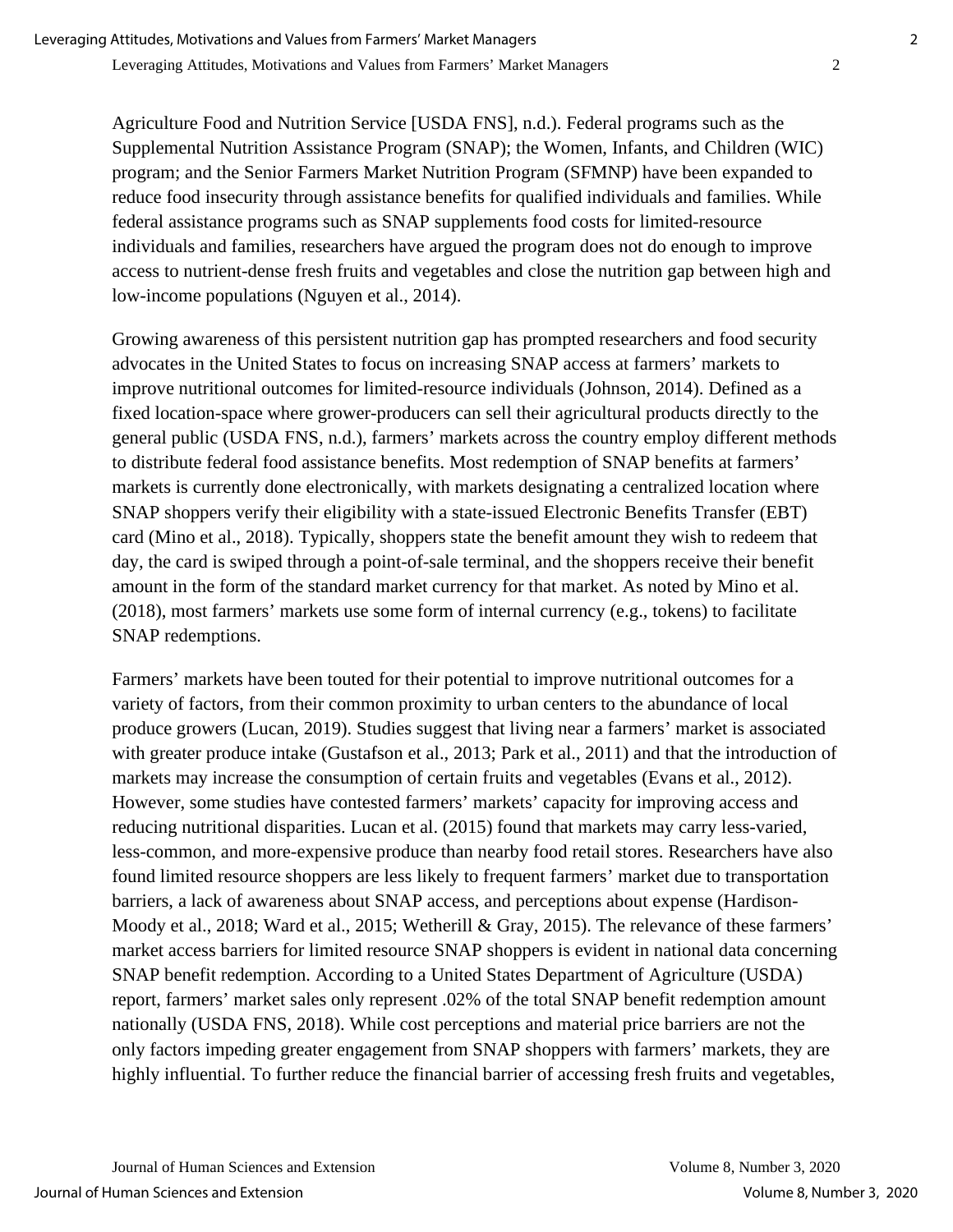Agriculture Food and Nutrition Service [USDA FNS], n.d.). Federal programs such as the Supplemental Nutrition Assistance Program (SNAP); the Women, Infants, and Children (WIC) program; and the Senior Farmers Market Nutrition Program (SFMNP) have been expanded to reduce food insecurity through assistance benefits for qualified individuals and families. While federal assistance programs such as SNAP supplements food costs for limited-resource individuals and families, researchers have argued the program does not do enough to improve access to nutrient-dense fresh fruits and vegetables and close the nutrition gap between high and low-income populations (Nguyen et al., 2014).

Growing awareness of this persistent nutrition gap has prompted researchers and food security advocates in the United States to focus on increasing SNAP access at farmers' markets to improve nutritional outcomes for limited-resource individuals (Johnson, 2014). Defined as a fixed location-space where grower-producers can sell their agricultural products directly to the general public (USDA FNS, n.d.), farmers' markets across the country employ different methods to distribute federal food assistance benefits. Most redemption of SNAP benefits at farmers' markets is currently done electronically, with markets designating a centralized location where SNAP shoppers verify their eligibility with a state-issued Electronic Benefits Transfer (EBT) card (Mino et al., 2018). Typically, shoppers state the benefit amount they wish to redeem that day, the card is swiped through a point-of-sale terminal, and the shoppers receive their benefit amount in the form of the standard market currency for that market. As noted by Mino et al. (2018), most farmers' markets use some form of internal currency (e.g., tokens) to facilitate SNAP redemptions.

Farmers' markets have been touted for their potential to improve nutritional outcomes for a variety of factors, from their common proximity to urban centers to the abundance of local produce growers (Lucan, 2019). Studies suggest that living near a farmers' market is associated with greater produce intake (Gustafson et al., 2013; Park et al., 2011) and that the introduction of markets may increase the consumption of certain fruits and vegetables (Evans et al., 2012). However, some studies have contested farmers' markets' capacity for improving access and reducing nutritional disparities. Lucan et al. (2015) found that markets may carry less-varied, less-common, and more-expensive produce than nearby food retail stores. Researchers have also found limited resource shoppers are less likely to frequent farmers' market due to transportation barriers, a lack of awareness about SNAP access, and perceptions about expense (Hardison-Moody et al., 2018; Ward et al., 2015; Wetherill & Gray, 2015). The relevance of these farmers' market access barriers for limited resource SNAP shoppers is evident in national data concerning SNAP benefit redemption. According to a United States Department of Agriculture (USDA) report, farmers' market sales only represent .02% of the total SNAP benefit redemption amount nationally (USDA FNS, 2018). While cost perceptions and material price barriers are not the only factors impeding greater engagement from SNAP shoppers with farmers' markets, they are highly influential. To further reduce the financial barrier of accessing fresh fruits and vegetables,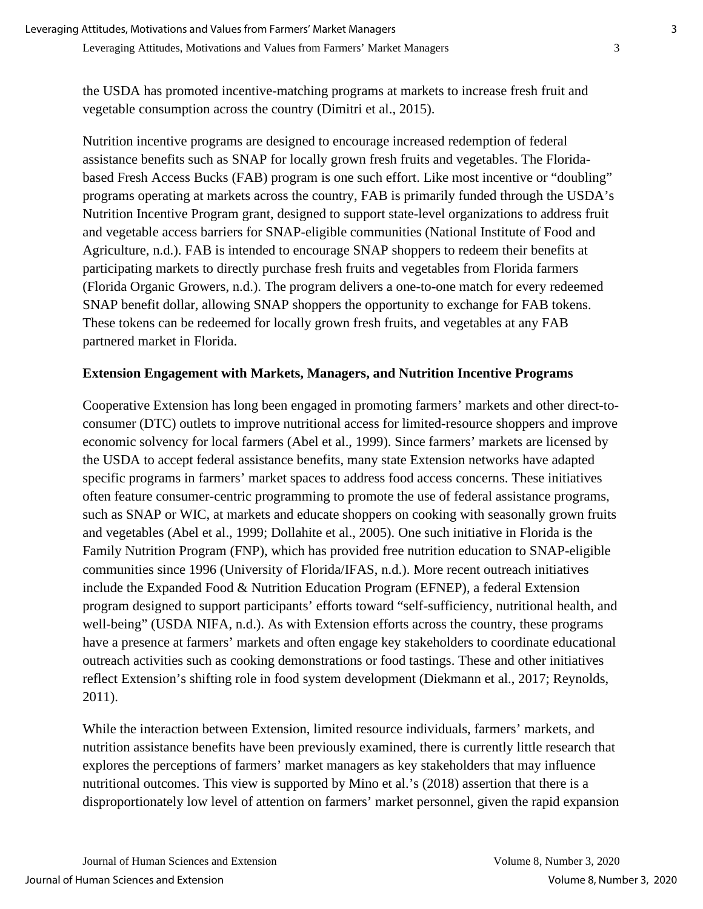the USDA has promoted incentive-matching programs at markets to increase fresh fruit and vegetable consumption across the country (Dimitri et al., 2015).

Nutrition incentive programs are designed to encourage increased redemption of federal assistance benefits such as SNAP for locally grown fresh fruits and vegetables. The Florida-based Fresh Access Bucks (FAB) program is one such effort. Like most incentive or "doubling" programs operating at markets across the country, FAB is primarily funded through the USDA's Nutrition Incentive Program grant, designed to support state-level organizations to address fruit and vegetable access barriers for SNAP-eligible communities (National Institute of Food and Agriculture, n.d.). FAB is intended to encourage SNAP shoppers to redeem their benefits at participating markets to directly purchase fresh fruits and vegetables from Florida farmers (Florida Organic Growers, n.d.). The program delivers a one-to-one match for every redeemed SNAP benefit dollar, allowing SNAP shoppers the opportunity to exchange for FAB tokens. These tokens can be redeemed for locally grown fresh fruits, and vegetables at any FAB partnered market in Florida.

**Extension Engagement with Markets, Managers, and Nutrition Incentive Programs**

Cooperative Extension has long been engaged in promoting farmers' markets and other direct-to-consumer (DTC) outlets to improve nutritional access for limited-resource shoppers and improve economic solvency for local farmers (Abel et al., 1999). Since farmers' markets are licensed by the USDA to accept federal assistance benefits, many state Extension networks have adapted specific programs in farmers' market spaces to address food access concerns. These initiatives often feature consumer-centric programming to promote the use of federal assistance programs, such as SNAP or WIC, at markets and educate shoppers on cooking with seasonally grown fruits and vegetables (Abel et al., 1999; Dollahite et al., 2005). One such initiative in Florida is the Family Nutrition Program (FNP), which has provided free nutrition education to SNAP-eligible communities since 1996 (University of Florida/IFAS, n.d.). More recent outreach initiatives include the Expanded Food & Nutrition Education Program (EFNEP), a federal Extension program designed to support participants' efforts toward "self-sufficiency, nutritional health, and well-being" (USDA NIFA, n.d.). As with Extension efforts across the country, these programs have a presence at farmers' markets and often engage key stakeholders to coordinate educational outreach activities such as cooking demonstrations or food tastings. These and other initiatives reflect Extension's shifting role in food system development (Diekmann et al., 2017; Reynolds, 2011).

While the interaction between Extension, limited resource individuals, farmers' markets, and nutrition assistance benefits have been previously examined, there is currently little research that explores the perceptions of farmers' market managers as key stakeholders that may influence nutritional outcomes. This view is supported by Mino et al.'s (2018) assertion that there is a disproportionately low level of attention on farmers' market personnel, given the rapid expansion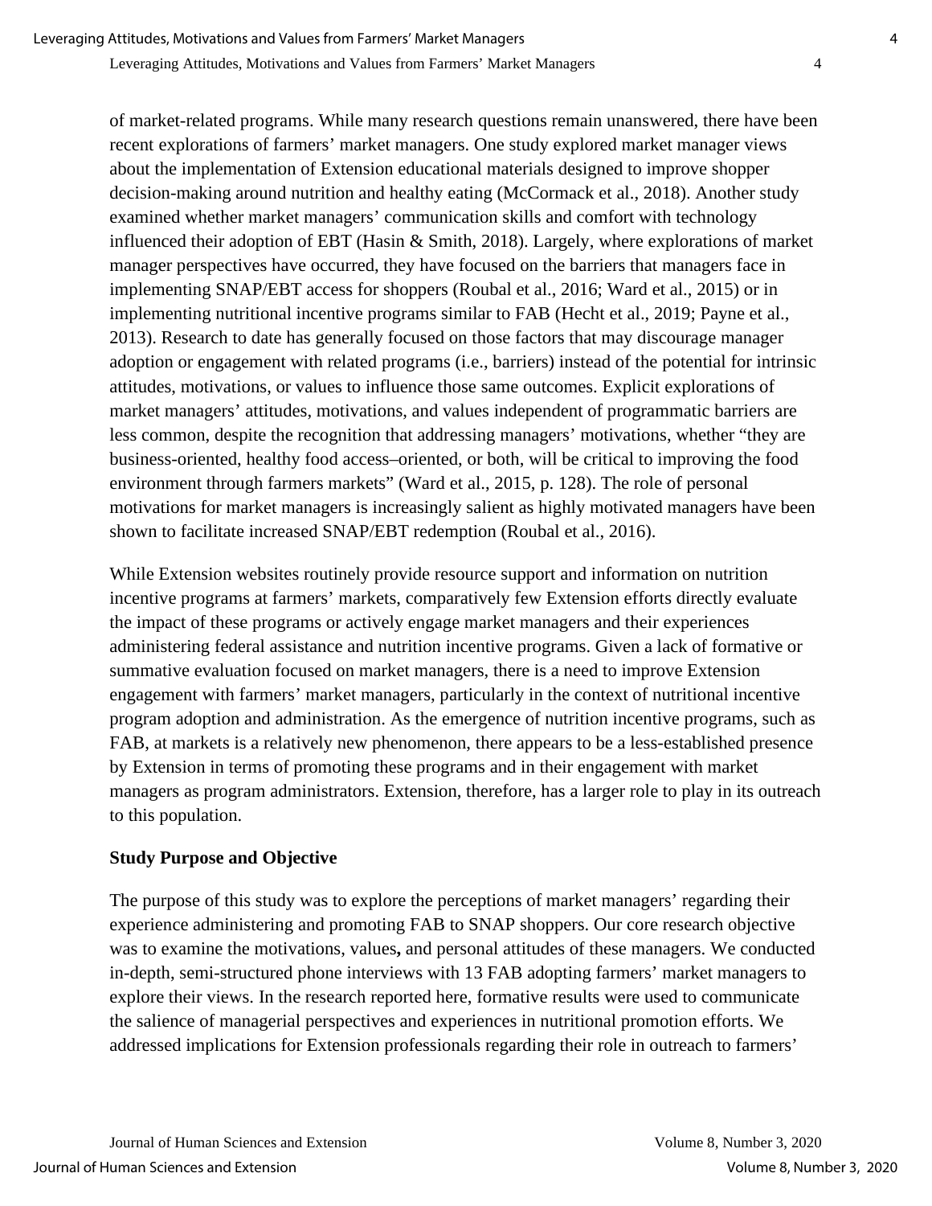of market-related programs. While many research questions remain unanswered, there have been recent explorations of farmers' market managers. One study explored market manager views about the implementation of Extension educational materials designed to improve shopper decision-making around nutrition and healthy eating (McCormack et al., 2018). Another study examined whether market managers' communication skills and comfort with technology influenced their adoption of EBT (Hasin & Smith, 2018). Largely, where explorations of market manager perspectives have occurred, they have focused on the barriers that managers face in implementing SNAP/EBT access for shoppers (Roubal et al., 2016; Ward et al., 2015) or in implementing nutritional incentive programs similar to FAB (Hecht et al., 2019; Payne et al., 2013). Research to date has generally focused on those factors that may discourage manager adoption or engagement with related programs (i.e., barriers) instead of the potential for intrinsic attitudes, motivations, or values to influence those same outcomes. Explicit explorations of market managers' attitudes, motivations, and values independent of programmatic barriers are less common, despite the recognition that addressing managers' motivations, whether "they are business-oriented, healthy food access–oriented, or both, will be critical to improving the food environment through farmers markets" (Ward et al., 2015, p. 128). The role of personal motivations for market managers is increasingly salient as highly motivated managers have been shown to facilitate increased SNAP/EBT redemption (Roubal et al., 2016).

While Extension websites routinely provide resource support and information on nutrition incentive programs at farmers' markets, comparatively few Extension efforts directly evaluate the impact of these programs or actively engage market managers and their experiences administering federal assistance and nutrition incentive programs. Given a lack of formative or summative evaluation focused on market managers, there is a need to improve Extension engagement with farmers' market managers, particularly in the context of nutritional incentive program adoption and administration. As the emergence of nutrition incentive programs, such as FAB, at markets is a relatively new phenomenon, there appears to be a less-established presence by Extension in terms of promoting these programs and in their engagement with market managers as program administrators. Extension, therefore, has a larger role to play in its outreach to this population.

**Study Purpose and Objective**

The purpose of this study was to explore the perceptions of market managers' regarding their experience administering and promoting FAB to SNAP shoppers. Our core research objective was to examine the motivations, values, and personal attitudes of these managers. We conducted in-depth, semi-structured phone interviews with 13 FAB adopting farmers' market managers to explore their views. In the research reported here, formative results were used to communicate the salience of managerial perspectives and experiences in nutritional promotion efforts. We addressed implications for Extension professionals regarding their role in outreach to farmers'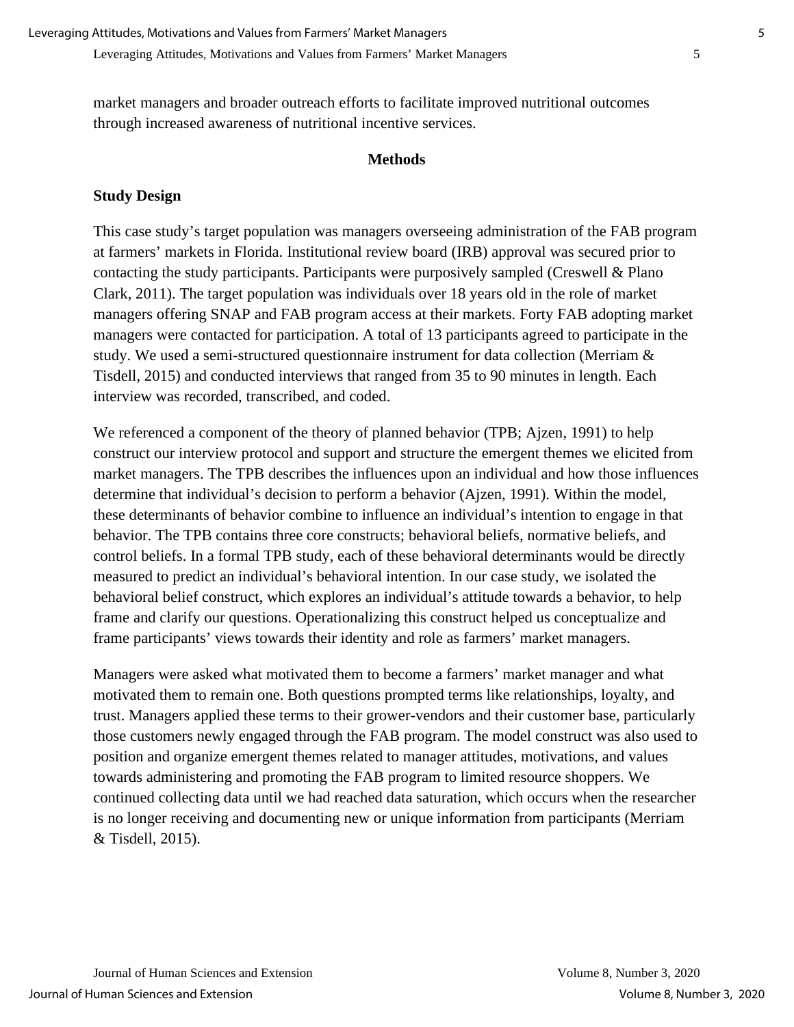market managers and broader outreach efforts to facilitate improved nutritional outcomes through increased awareness of nutritional incentive services.

## Methods

### Study Design

This case study's target population was managers overseeing administration of the FAB program at farmers' markets in Florida. Institutional review board (IRB) approval was secured prior to contacting the study participants. Participants were purposively sampled (Creswell & Plano Clark, 2011). The target population was individuals over 18 years old in the role of market managers offering SNAP and FAB program access at their markets. Forty FAB adopting market managers were contacted for participation. A total of 13 participants agreed to participate in the study. We used a semi-structured questionnaire instrument for data collection (Merriam & Tisdell, 2015) and conducted interviews that ranged from 35 to 90 minutes in length. Each interview was recorded, transcribed, and coded.

We referenced a component of the theory of planned behavior (TPB; Ajzen, 1991) to help construct our interview protocol and support and structure the emergent themes we elicited from market managers. The TPB describes the influences upon an individual and how those influences determine that individual's decision to perform a behavior (Ajzen, 1991). Within the model, these determinants of behavior combine to influence an individual's intention to engage in that behavior. The TPB contains three core constructs; behavioral beliefs, normative beliefs, and control beliefs. In a formal TPB study, each of these behavioral determinants would be directly measured to predict an individual's behavioral intention. In our case study, we isolated the behavioral belief construct, which explores an individual's attitude towards a behavior, to help frame and clarify our questions. Operationalizing this construct helped us conceptualize and frame participants' views towards their identity and role as farmers' market managers.

Managers were asked what motivated them to become a farmers' market manager and what motivated them to remain one. Both questions prompted terms like relationships, loyalty, and trust. Managers applied these terms to their grower-vendors and their customer base, particularly those customers newly engaged through the FAB program. The model construct was also used to position and organize emergent themes related to manager attitudes, motivations, and values towards administering and promoting the FAB program to limited resource shoppers. We continued collecting data until we had reached data saturation, which occurs when the researcher is no longer receiving and documenting new or unique information from participants (Merriam & Tisdell, 2015).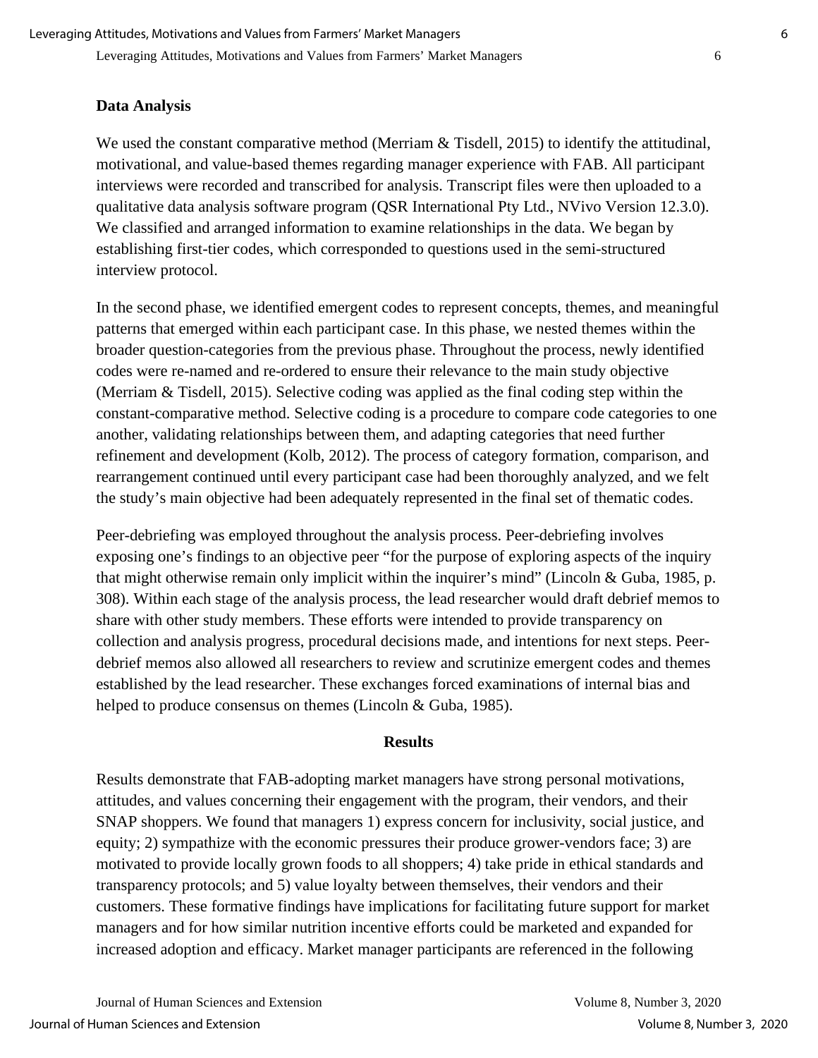### Data Analysis

We used the constant comparative method (Merriam & Tisdell, 2015) to identify the attitudinal, motivational, and value-based themes regarding manager experience with FAB. All participant interviews were recorded and transcribed for analysis. Transcript files were then uploaded to a qualitative data analysis software program (QSR International Pty Ltd., NVivo Version 12.3.0). We classified and arranged information to examine relationships in the data. We began by establishing first-tier codes, which corresponded to questions used in the semi-structured interview protocol.

In the second phase, we identified emergent codes to represent concepts, themes, and meaningful patterns that emerged within each participant case. In this phase, we nested themes within the broader question-categories from the previous phase. Throughout the process, newly identified codes were re-named and re-ordered to ensure their relevance to the main study objective (Merriam & Tisdell, 2015). Selective coding was applied as the final coding step within the constant-comparative method. Selective coding is a procedure to compare code categories to one another, validating relationships between them, and adapting categories that need further refinement and development (Kolb, 2012). The process of category formation, comparison, and rearrangement continued until every participant case had been thoroughly analyzed, and we felt the study's main objective had been adequately represented in the final set of thematic codes.

Peer-debriefing was employed throughout the analysis process. Peer-debriefing involves exposing one's findings to an objective peer "for the purpose of exploring aspects of the inquiry that might otherwise remain only implicit within the inquirer's mind" (Lincoln & Guba, 1985, p. 308). Within each stage of the analysis process, the lead researcher would draft debrief memos to share with other study members. These efforts were intended to provide transparency on collection and analysis progress, procedural decisions made, and intentions for next steps. Peer-debrief memos also allowed all researchers to review and scrutinize emergent codes and themes established by the lead researcher. These exchanges forced examinations of internal bias and helped to produce consensus on themes (Lincoln & Guba, 1985).

## Results

Results demonstrate that FAB-adopting market managers have strong personal motivations, attitudes, and values concerning their engagement with the program, their vendors, and their SNAP shoppers. We found that managers 1) express concern for inclusivity, social justice, and equity; 2) sympathize with the economic pressures their produce grower-vendors face; 3) are motivated to provide locally grown foods to all shoppers; 4) take pride in ethical standards and transparency protocols; and 5) value loyalty between themselves, their vendors and their customers. These formative findings have implications for facilitating future support for market managers and for how similar nutrition incentive efforts could be marketed and expanded for increased adoption and efficacy. Market manager participants are referenced in the following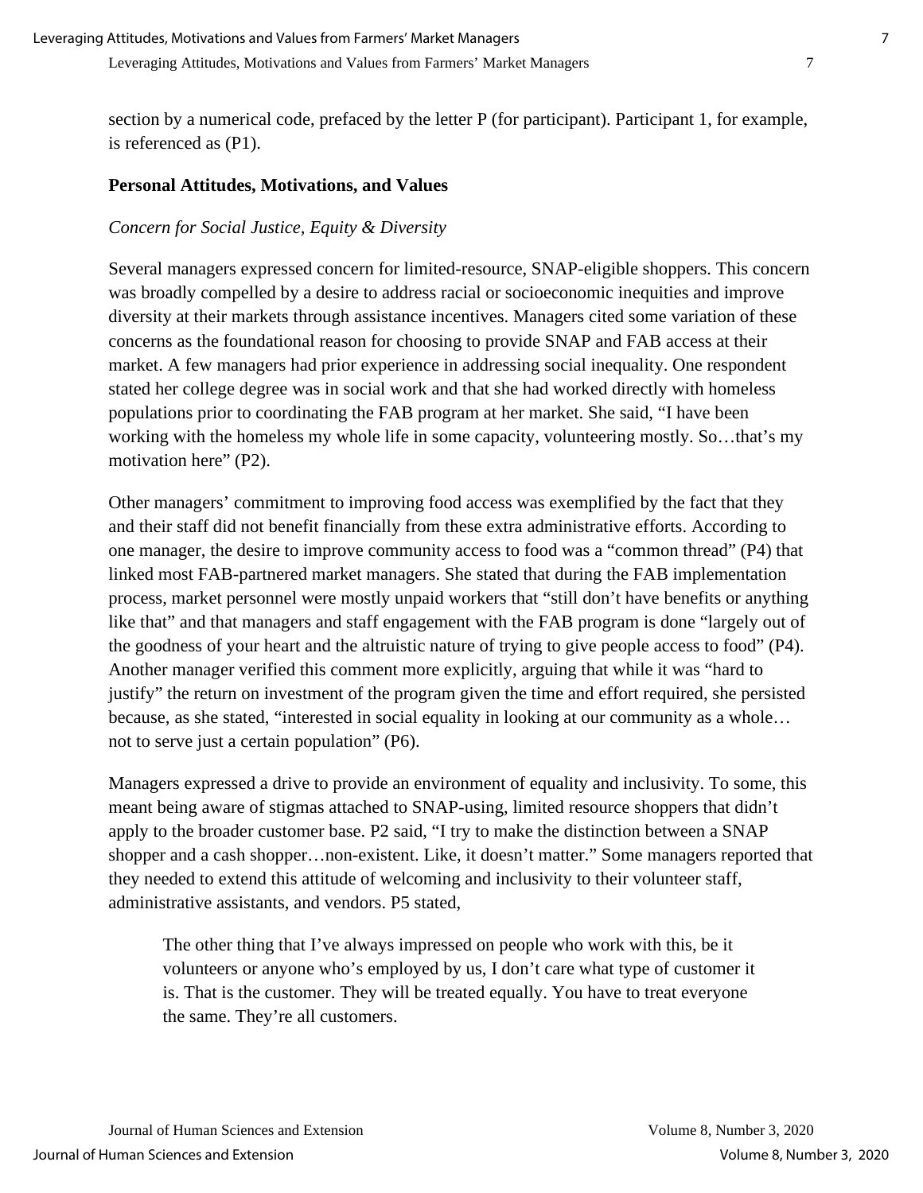section by a numerical code, prefaced by the letter P (for participant). Participant 1, for example, is referenced as (P1).

### Personal Attitudes, Motivations, and Values

*Concern for Social Justice, Equity & Diversity*

Several managers expressed concern for limited-resource, SNAP-eligible shoppers. This concern was broadly compelled by a desire to address racial or socioeconomic inequities and improve diversity at their markets through assistance incentives. Managers cited some variation of these concerns as the foundational reason for choosing to provide SNAP and FAB access at their market. A few managers had prior experience in addressing social inequality. One respondent stated her college degree was in social work and that she had worked directly with homeless populations prior to coordinating the FAB program at her market. She said, "I have been working with the homeless my whole life in some capacity, volunteering mostly. So…that's my motivation here" (P2).

Other managers' commitment to improving food access was exemplified by the fact that they and their staff did not benefit financially from these extra administrative efforts. According to one manager, the desire to improve community access to food was a "common thread" (P4) that linked most FAB-partnered market managers. She stated that during the FAB implementation process, market personnel were mostly unpaid workers that "still don't have benefits or anything like that" and that managers and staff engagement with the FAB program is done "largely out of the goodness of your heart and the altruistic nature of trying to give people access to food" (P4). Another manager verified this comment more explicitly, arguing that while it was "hard to justify" the return on investment of the program given the time and effort required, she persisted because, as she stated, "interested in social equality in looking at our community as a whole… not to serve just a certain population" (P6).

Managers expressed a drive to provide an environment of equality and inclusivity. To some, this meant being aware of stigmas attached to SNAP-using, limited resource shoppers that didn't apply to the broader customer base. P2 said, "I try to make the distinction between a SNAP shopper and a cash shopper…non-existent. Like, it doesn't matter." Some managers reported that they needed to extend this attitude of welcoming and inclusivity to their volunteer staff, administrative assistants, and vendors. P5 stated,

> The other thing that I've always impressed on people who work with this, be it volunteers or anyone who's employed by us, I don't care what type of customer it is. That is the customer. They will be treated equally. You have to treat everyone the same. They're all customers.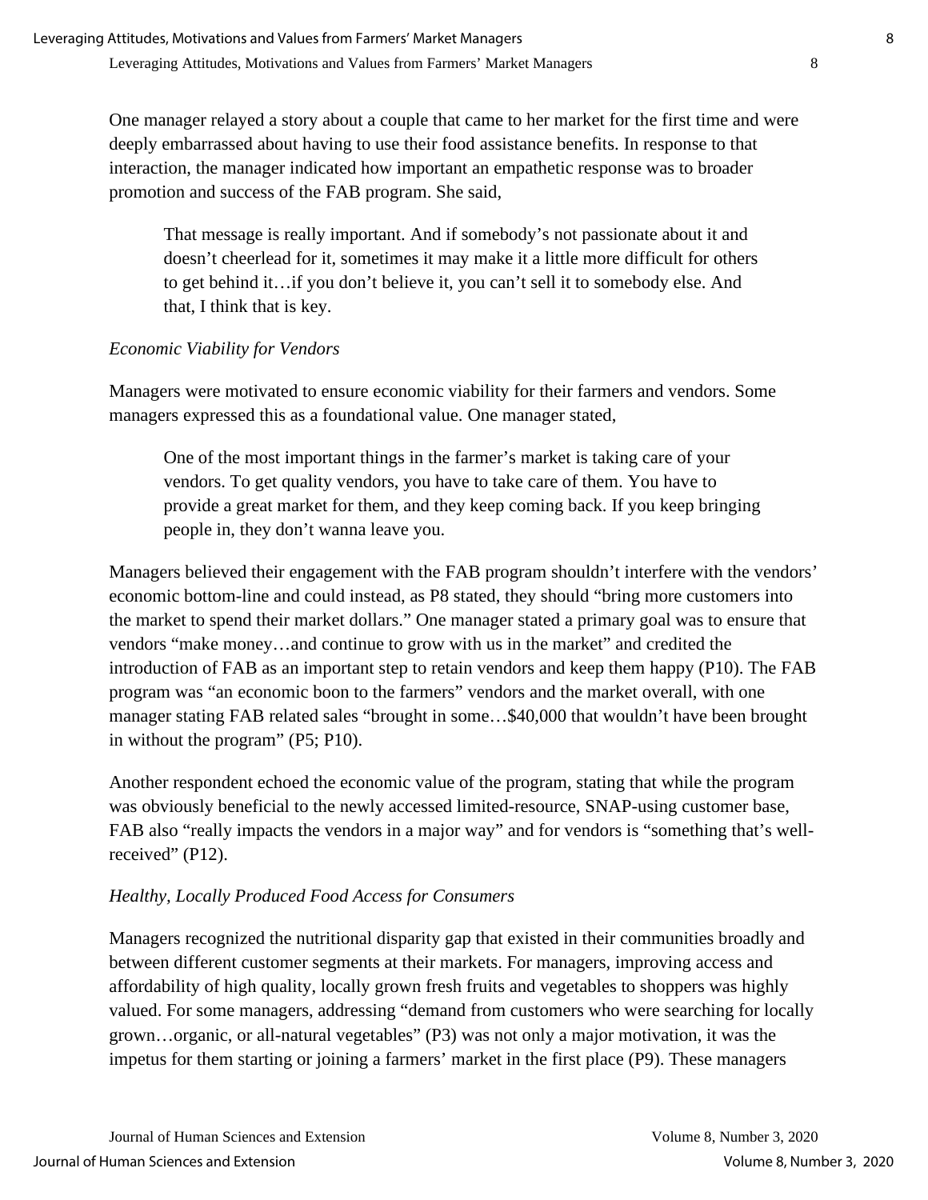One manager relayed a story about a couple that came to her market for the first time and were deeply embarrassed about having to use their food assistance benefits. In response to that interaction, the manager indicated how important an empathetic response was to broader promotion and success of the FAB program. She said,

> That message is really important. And if somebody's not passionate about it and doesn't cheerlead for it, sometimes it may make it a little more difficult for others to get behind it…if you don't believe it, you can't sell it to somebody else. And that, I think that is key.

*Economic Viability for Vendors*

Managers were motivated to ensure economic viability for their farmers and vendors. Some managers expressed this as a foundational value. One manager stated,

> One of the most important things in the farmer's market is taking care of your vendors. To get quality vendors, you have to take care of them. You have to provide a great market for them, and they keep coming back. If you keep bringing people in, they don't wanna leave you.

Managers believed their engagement with the FAB program shouldn't interfere with the vendors' economic bottom-line and could instead, as P8 stated, they should "bring more customers into the market to spend their market dollars." One manager stated a primary goal was to ensure that vendors "make money…and continue to grow with us in the market" and credited the introduction of FAB as an important step to retain vendors and keep them happy (P10). The FAB program was "an economic boon to the farmers" vendors and the market overall, with one manager stating FAB related sales "brought in some…$40,000 that wouldn't have been brought in without the program" (P5; P10).

Another respondent echoed the economic value of the program, stating that while the program was obviously beneficial to the newly accessed limited-resource, SNAP-using customer base, FAB also "really impacts the vendors in a major way" and for vendors is "something that's well-received" (P12).

*Healthy, Locally Produced Food Access for Consumers*

Managers recognized the nutritional disparity gap that existed in their communities broadly and between different customer segments at their markets. For managers, improving access and affordability of high quality, locally grown fresh fruits and vegetables to shoppers was highly valued. For some managers, addressing "demand from customers who were searching for locally grown…organic, or all-natural vegetables" (P3) was not only a major motivation, it was the impetus for them starting or joining a farmers' market in the first place (P9). These managers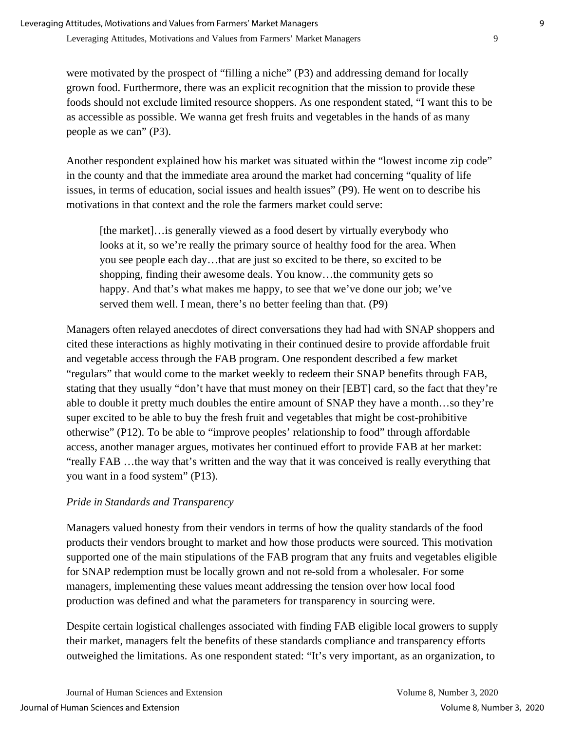were motivated by the prospect of "filling a niche" (P3) and addressing demand for locally grown food. Furthermore, there was an explicit recognition that the mission to provide these foods should not exclude limited resource shoppers. As one respondent stated, "I want this to be as accessible as possible. We wanna get fresh fruits and vegetables in the hands of as many people as we can" (P3).

Another respondent explained how his market was situated within the "lowest income zip code" in the county and that the immediate area around the market had concerning "quality of life issues, in terms of education, social issues and health issues" (P9). He went on to describe his motivations in that context and the role the farmers market could serve:

> [the market]…is generally viewed as a food desert by virtually everybody who looks at it, so we're really the primary source of healthy food for the area. When you see people each day…that are just so excited to be there, so excited to be shopping, finding their awesome deals. You know…the community gets so happy. And that's what makes me happy, to see that we've done our job; we've served them well. I mean, there's no better feeling than that. (P9)

Managers often relayed anecdotes of direct conversations they had had with SNAP shoppers and cited these interactions as highly motivating in their continued desire to provide affordable fruit and vegetable access through the FAB program. One respondent described a few market "regulars" that would come to the market weekly to redeem their SNAP benefits through FAB, stating that they usually "don't have that must money on their [EBT] card, so the fact that they're able to double it pretty much doubles the entire amount of SNAP they have a month…so they're super excited to be able to buy the fresh fruit and vegetables that might be cost-prohibitive otherwise" (P12). To be able to "improve peoples' relationship to food" through affordable access, another manager argues, motivates her continued effort to provide FAB at her market: "really FAB …the way that's written and the way that it was conceived is really everything that you want in a food system" (P13).

*Pride in Standards and Transparency*

Managers valued honesty from their vendors in terms of how the quality standards of the food products their vendors brought to market and how those products were sourced. This motivation supported one of the main stipulations of the FAB program that any fruits and vegetables eligible for SNAP redemption must be locally grown and not re-sold from a wholesaler. For some managers, implementing these values meant addressing the tension over how local food production was defined and what the parameters for transparency in sourcing were.

Despite certain logistical challenges associated with finding FAB eligible local growers to supply their market, managers felt the benefits of these standards compliance and transparency efforts outweighed the limitations. As one respondent stated: "It's very important, as an organization, to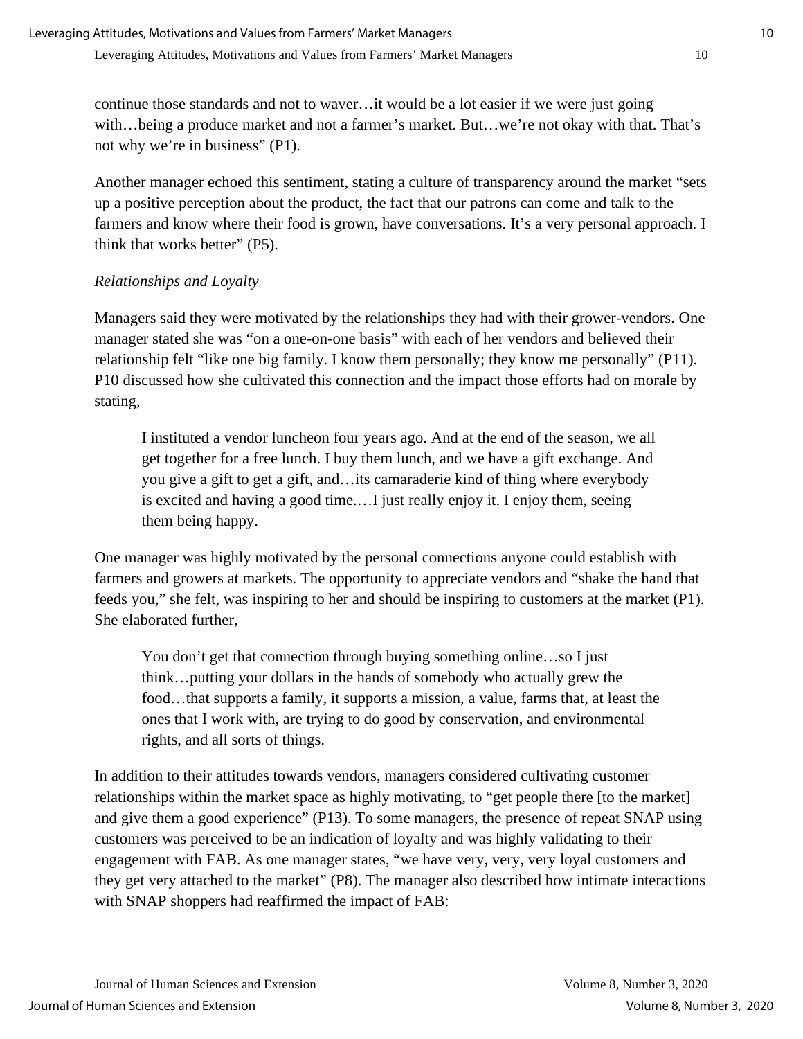continue those standards and not to waver…it would be a lot easier if we were just going with…being a produce market and not a farmer's market. But…we're not okay with that. That's not why we're in business" (P1).

Another manager echoed this sentiment, stating a culture of transparency around the market "sets up a positive perception about the product, the fact that our patrons can come and talk to the farmers and know where their food is grown, have conversations. It's a very personal approach. I think that works better" (P5).

*Relationships and Loyalty*

Managers said they were motivated by the relationships they had with their grower-vendors. One manager stated she was "on a one-on-one basis" with each of her vendors and believed their relationship felt "like one big family. I know them personally; they know me personally" (P11). P10 discussed how she cultivated this connection and the impact those efforts had on morale by stating,

> I instituted a vendor luncheon four years ago. And at the end of the season, we all get together for a free lunch. I buy them lunch, and we have a gift exchange. And you give a gift to get a gift, and…its camaraderie kind of thing where everybody is excited and having a good time.…I just really enjoy it. I enjoy them, seeing them being happy.

One manager was highly motivated by the personal connections anyone could establish with farmers and growers at markets. The opportunity to appreciate vendors and "shake the hand that feeds you," she felt, was inspiring to her and should be inspiring to customers at the market (P1). She elaborated further,

> You don't get that connection through buying something online…so I just think…putting your dollars in the hands of somebody who actually grew the food…that supports a family, it supports a mission, a value, farms that, at least the ones that I work with, are trying to do good by conservation, and environmental rights, and all sorts of things.

In addition to their attitudes towards vendors, managers considered cultivating customer relationships within the market space as highly motivating, to "get people there [to the market] and give them a good experience" (P13). To some managers, the presence of repeat SNAP using customers was perceived to be an indication of loyalty and was highly validating to their engagement with FAB. As one manager states, "we have very, very, very loyal customers and they get very attached to the market" (P8). The manager also described how intimate interactions with SNAP shoppers had reaffirmed the impact of FAB: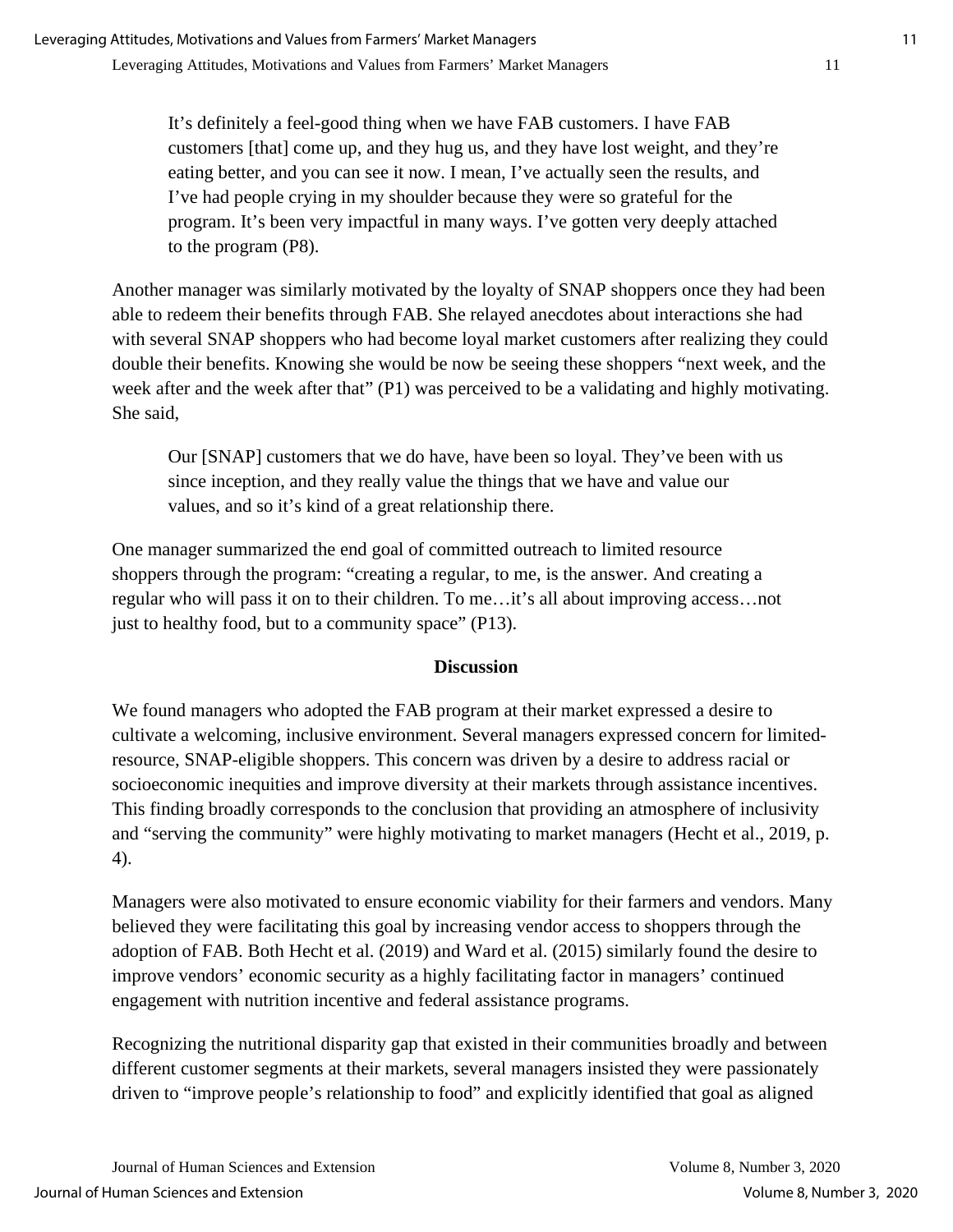> It's definitely a feel-good thing when we have FAB customers. I have FAB customers [that] come up, and they hug us, and they have lost weight, and they're eating better, and you can see it now. I mean, I've actually seen the results, and I've had people crying in my shoulder because they were so grateful for the program. It's been very impactful in many ways. I've gotten very deeply attached to the program (P8).

Another manager was similarly motivated by the loyalty of SNAP shoppers once they had been able to redeem their benefits through FAB. She relayed anecdotes about interactions she had with several SNAP shoppers who had become loyal market customers after realizing they could double their benefits. Knowing she would be now be seeing these shoppers "next week, and the week after and the week after that" (P1) was perceived to be a validating and highly motivating. She said,

> Our [SNAP] customers that we do have, have been so loyal. They've been with us since inception, and they really value the things that we have and value our values, and so it's kind of a great relationship there.

One manager summarized the end goal of committed outreach to limited resource shoppers through the program: "creating a regular, to me, is the answer. And creating a regular who will pass it on to their children. To me…it's all about improving access…not just to healthy food, but to a community space" (P13).

## Discussion

We found managers who adopted the FAB program at their market expressed a desire to cultivate a welcoming, inclusive environment. Several managers expressed concern for limited-resource, SNAP-eligible shoppers. This concern was driven by a desire to address racial or socioeconomic inequities and improve diversity at their markets through assistance incentives. This finding broadly corresponds to the conclusion that providing an atmosphere of inclusivity and "serving the community" were highly motivating to market managers (Hecht et al., 2019, p. 4).

Managers were also motivated to ensure economic viability for their farmers and vendors. Many believed they were facilitating this goal by increasing vendor access to shoppers through the adoption of FAB. Both Hecht et al. (2019) and Ward et al. (2015) similarly found the desire to improve vendors' economic security as a highly facilitating factor in managers' continued engagement with nutrition incentive and federal assistance programs.

Recognizing the nutritional disparity gap that existed in their communities broadly and between different customer segments at their markets, several managers insisted they were passionately driven to "improve people's relationship to food" and explicitly identified that goal as aligned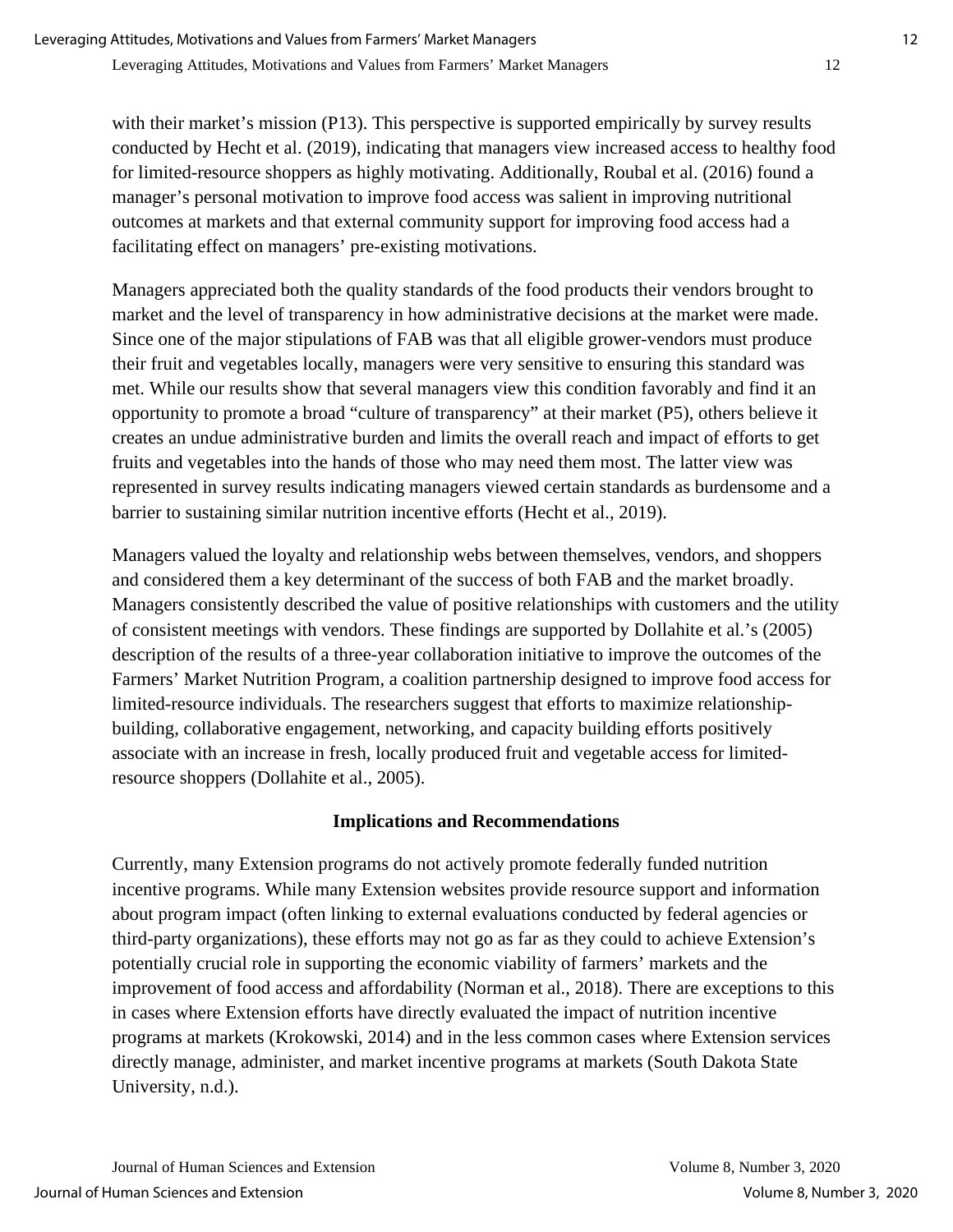with their market's mission (P13). This perspective is supported empirically by survey results conducted by Hecht et al. (2019), indicating that managers view increased access to healthy food for limited-resource shoppers as highly motivating. Additionally, Roubal et al. (2016) found a manager's personal motivation to improve food access was salient in improving nutritional outcomes at markets and that external community support for improving food access had a facilitating effect on managers' pre-existing motivations.

Managers appreciated both the quality standards of the food products their vendors brought to market and the level of transparency in how administrative decisions at the market were made. Since one of the major stipulations of FAB was that all eligible grower-vendors must produce their fruit and vegetables locally, managers were very sensitive to ensuring this standard was met. While our results show that several managers view this condition favorably and find it an opportunity to promote a broad "culture of transparency" at their market (P5), others believe it creates an undue administrative burden and limits the overall reach and impact of efforts to get fruits and vegetables into the hands of those who may need them most. The latter view was represented in survey results indicating managers viewed certain standards as burdensome and a barrier to sustaining similar nutrition incentive efforts (Hecht et al., 2019).

Managers valued the loyalty and relationship webs between themselves, vendors, and shoppers and considered them a key determinant of the success of both FAB and the market broadly. Managers consistently described the value of positive relationships with customers and the utility of consistent meetings with vendors. These findings are supported by Dollahite et al.'s (2005) description of the results of a three-year collaboration initiative to improve the outcomes of the Farmers' Market Nutrition Program, a coalition partnership designed to improve food access for limited-resource individuals. The researchers suggest that efforts to maximize relationship-building, collaborative engagement, networking, and capacity building efforts positively associate with an increase in fresh, locally produced fruit and vegetable access for limited-resource shoppers (Dollahite et al., 2005).

## Implications and Recommendations

Currently, many Extension programs do not actively promote federally funded nutrition incentive programs. While many Extension websites provide resource support and information about program impact (often linking to external evaluations conducted by federal agencies or third-party organizations), these efforts may not go as far as they could to achieve Extension's potentially crucial role in supporting the economic viability of farmers' markets and the improvement of food access and affordability (Norman et al., 2018). There are exceptions to this in cases where Extension efforts have directly evaluated the impact of nutrition incentive programs at markets (Krokowski, 2014) and in the less common cases where Extension services directly manage, administer, and market incentive programs at markets (South Dakota State University, n.d.).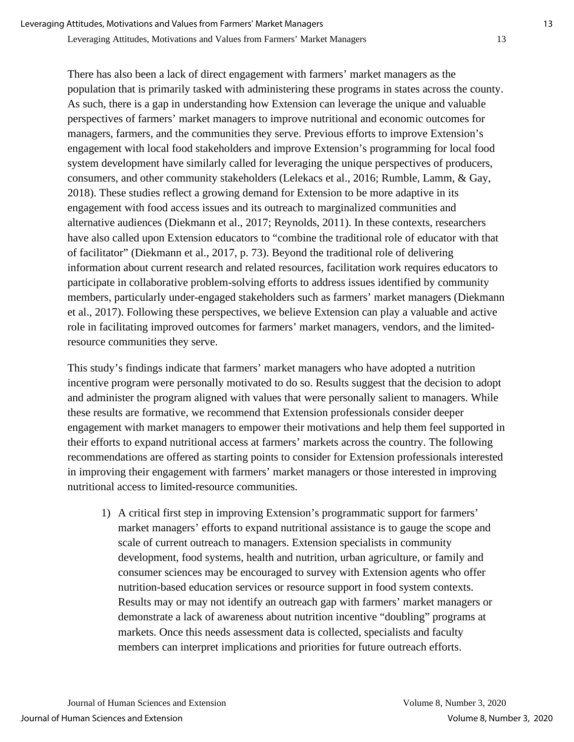There has also been a lack of direct engagement with farmers' market managers as the population that is primarily tasked with administering these programs in states across the county. As such, there is a gap in understanding how Extension can leverage the unique and valuable perspectives of farmers' market managers to improve nutritional and economic outcomes for managers, farmers, and the communities they serve. Previous efforts to improve Extension's engagement with local food stakeholders and improve Extension's programming for local food system development have similarly called for leveraging the unique perspectives of producers, consumers, and other community stakeholders (Lelekacs et al., 2016; Rumble, Lamm, & Gay, 2018). These studies reflect a growing demand for Extension to be more adaptive in its engagement with food access issues and its outreach to marginalized communities and alternative audiences (Diekmann et al., 2017; Reynolds, 2011). In these contexts, researchers have also called upon Extension educators to "combine the traditional role of educator with that of facilitator" (Diekmann et al., 2017, p. 73). Beyond the traditional role of delivering information about current research and related resources, facilitation work requires educators to participate in collaborative problem-solving efforts to address issues identified by community members, particularly under-engaged stakeholders such as farmers' market managers (Diekmann et al., 2017). Following these perspectives, we believe Extension can play a valuable and active role in facilitating improved outcomes for farmers' market managers, vendors, and the limited-resource communities they serve.

This study's findings indicate that farmers' market managers who have adopted a nutrition incentive program were personally motivated to do so. Results suggest that the decision to adopt and administer the program aligned with values that were personally salient to managers. While these results are formative, we recommend that Extension professionals consider deeper engagement with market managers to empower their motivations and help them feel supported in their efforts to expand nutritional access at farmers' markets across the country. The following recommendations are offered as starting points to consider for Extension professionals interested in improving their engagement with farmers' market managers or those interested in improving nutritional access to limited-resource communities.

1) A critical first step in improving Extension's programmatic support for farmers' market managers' efforts to expand nutritional assistance is to gauge the scope and scale of current outreach to managers. Extension specialists in community development, food systems, health and nutrition, urban agriculture, or family and consumer sciences may be encouraged to survey with Extension agents who offer nutrition-based education services or resource support in food system contexts. Results may or may not identify an outreach gap with farmers' market managers or demonstrate a lack of awareness about nutrition incentive "doubling" programs at markets. Once this needs assessment data is collected, specialists and faculty members can interpret implications and priorities for future outreach efforts.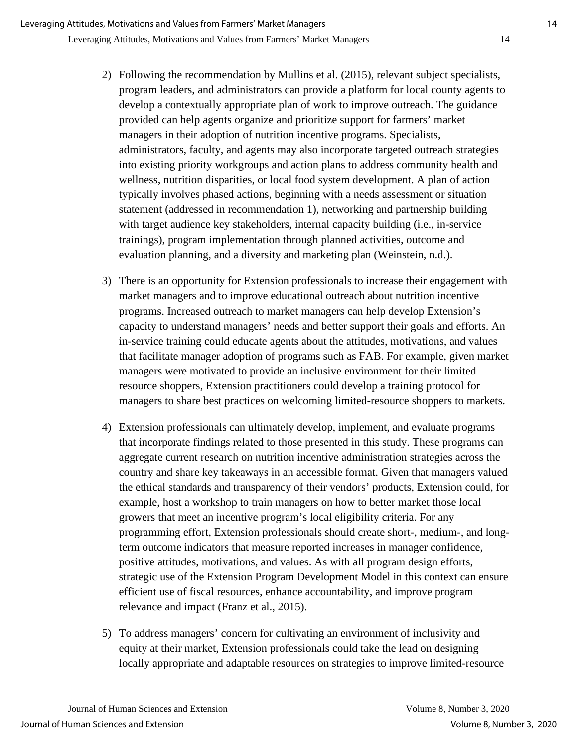2) Following the recommendation by Mullins et al. (2015), relevant subject specialists, program leaders, and administrators can provide a platform for local county agents to develop a contextually appropriate plan of work to improve outreach. The guidance provided can help agents organize and prioritize support for farmers' market managers in their adoption of nutrition incentive programs. Specialists, administrators, faculty, and agents may also incorporate targeted outreach strategies into existing priority workgroups and action plans to address community health and wellness, nutrition disparities, or local food system development. A plan of action typically involves phased actions, beginning with a needs assessment or situation statement (addressed in recommendation 1), networking and partnership building with target audience key stakeholders, internal capacity building (i.e., in-service trainings), program implementation through planned activities, outcome and evaluation planning, and a diversity and marketing plan (Weinstein, n.d.).

3) There is an opportunity for Extension professionals to increase their engagement with market managers and to improve educational outreach about nutrition incentive programs. Increased outreach to market managers can help develop Extension's capacity to understand managers' needs and better support their goals and efforts. An in-service training could educate agents about the attitudes, motivations, and values that facilitate manager adoption of programs such as FAB. For example, given market managers were motivated to provide an inclusive environment for their limited resource shoppers, Extension practitioners could develop a training protocol for managers to share best practices on welcoming limited-resource shoppers to markets.

4) Extension professionals can ultimately develop, implement, and evaluate programs that incorporate findings related to those presented in this study. These programs can aggregate current research on nutrition incentive administration strategies across the country and share key takeaways in an accessible format. Given that managers valued the ethical standards and transparency of their vendors' products, Extension could, for example, host a workshop to train managers on how to better market those local growers that meet an incentive program's local eligibility criteria. For any programming effort, Extension professionals should create short-, medium-, and long-term outcome indicators that measure reported increases in manager confidence, positive attitudes, motivations, and values. As with all program design efforts, strategic use of the Extension Program Development Model in this context can ensure efficient use of fiscal resources, enhance accountability, and improve program relevance and impact (Franz et al., 2015).

5) To address managers' concern for cultivating an environment of inclusivity and equity at their market, Extension professionals could take the lead on designing locally appropriate and adaptable resources on strategies to improve limited-resource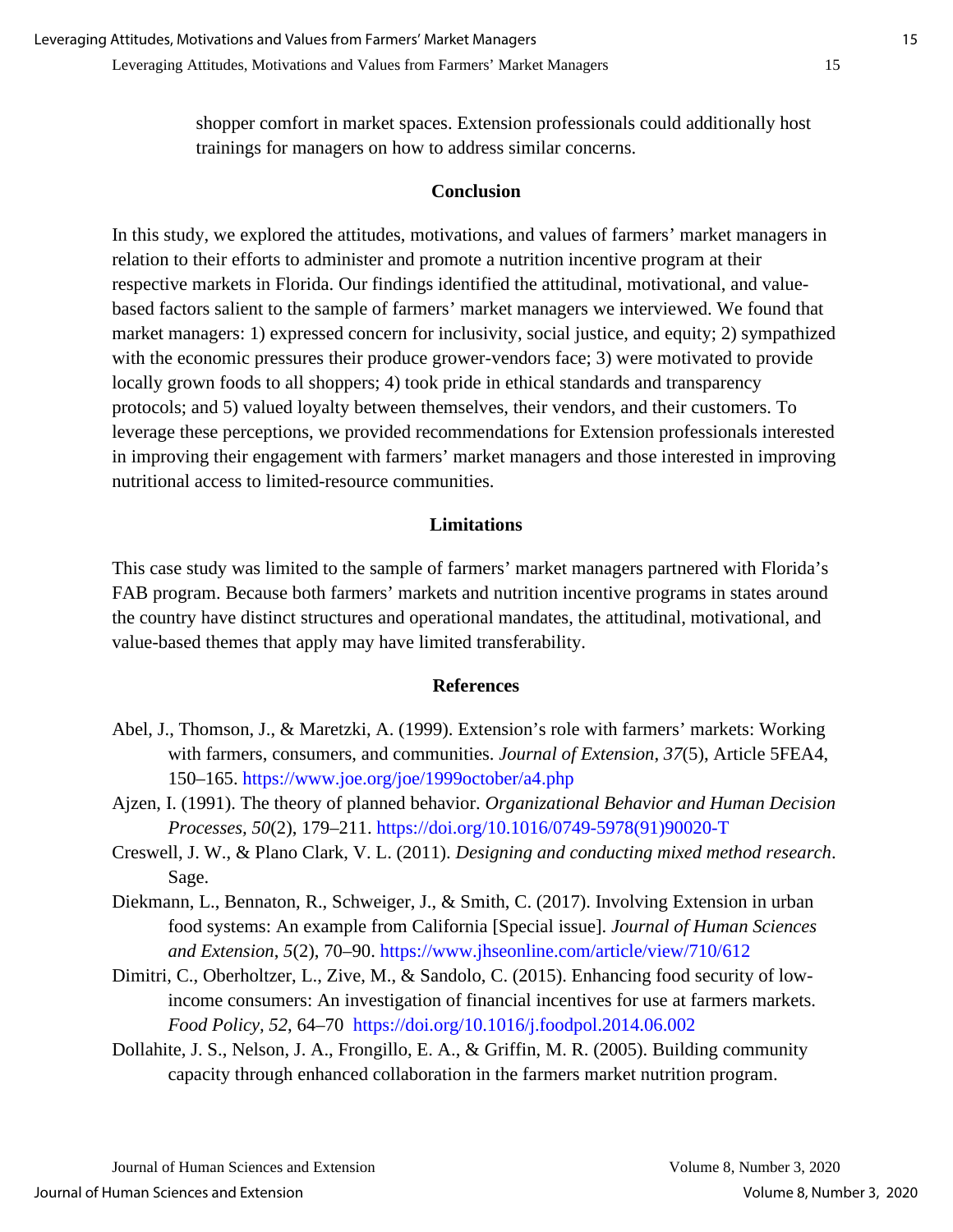shopper comfort in market spaces. Extension professionals could additionally host trainings for managers on how to address similar concerns.

## Conclusion

In this study, we explored the attitudes, motivations, and values of farmers' market managers in relation to their efforts to administer and promote a nutrition incentive program at their respective markets in Florida. Our findings identified the attitudinal, motivational, and value-based factors salient to the sample of farmers' market managers we interviewed. We found that market managers: 1) expressed concern for inclusivity, social justice, and equity; 2) sympathized with the economic pressures their produce grower-vendors face; 3) were motivated to provide locally grown foods to all shoppers; 4) took pride in ethical standards and transparency protocols; and 5) valued loyalty between themselves, their vendors, and their customers. To leverage these perceptions, we provided recommendations for Extension professionals interested in improving their engagement with farmers' market managers and those interested in improving nutritional access to limited-resource communities.

## Limitations

This case study was limited to the sample of farmers' market managers partnered with Florida's FAB program. Because both farmers' markets and nutrition incentive programs in states around the country have distinct structures and operational mandates, the attitudinal, motivational, and value-based themes that apply may have limited transferability.

## References

Abel, J., Thomson, J., & Maretzki, A. (1999). Extension's role with farmers' markets: Working with farmers, consumers, and communities. *Journal of Extension*, *37*(5), Article 5FEA4, 150–165. https://www.joe.org/joe/1999october/a4.php

Ajzen, I. (1991). The theory of planned behavior. *Organizational Behavior and Human Decision Processes, 50*(2), 179–211. https://doi.org/10.1016/0749-5978(91)90020-T

Creswell, J. W., & Plano Clark, V. L. (2011). *Designing and conducting mixed method research*. Sage.

Diekmann, L., Bennaton, R., Schweiger, J., & Smith, C. (2017). Involving Extension in urban food systems: An example from California [Special issue]. *Journal of Human Sciences and Extension*, *5*(2), 70–90. https://www.jhseonline.com/article/view/710/612

Dimitri, C., Oberholtzer, L., Zive, M., & Sandolo, C. (2015). Enhancing food security of low-income consumers: An investigation of financial incentives for use at farmers markets. *Food Policy, 52*, 64–70 https://doi.org/10.1016/j.foodpol.2014.06.002

Dollahite, J. S., Nelson, J. A., Frongillo, E. A., & Griffin, M. R. (2005). Building community capacity through enhanced collaboration in the farmers market nutrition program.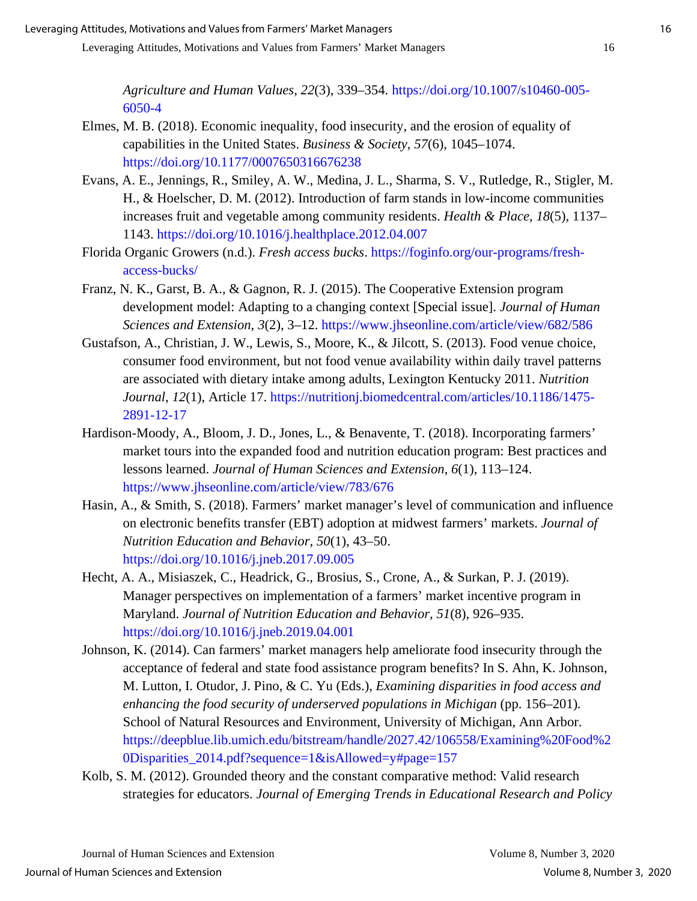*Agriculture and Human Values*, *22*(3), 339–354. https://doi.org/10.1007/s10460-005-6050-4

Elmes, M. B. (2018). Economic inequality, food insecurity, and the erosion of equality of capabilities in the United States. *Business & Society*, *57*(6), 1045–1074. https://doi.org/10.1177/0007650316676238

Evans, A. E., Jennings, R., Smiley, A. W., Medina, J. L., Sharma, S. V., Rutledge, R., Stigler, M. H., & Hoelscher, D. M. (2012). Introduction of farm stands in low-income communities increases fruit and vegetable among community residents. *Health & Place*, *18*(5), 1137–1143. https://doi.org/10.1016/j.healthplace.2012.04.007

Florida Organic Growers (n.d.). *Fresh access bucks*. https://foginfo.org/our-programs/fresh-access-bucks/

Franz, N. K., Garst, B. A., & Gagnon, R. J. (2015). The Cooperative Extension program development model: Adapting to a changing context [Special issue]. *Journal of Human Sciences and Extension*, *3*(2), 3–12. https://www.jhseonline.com/article/view/682/586

Gustafson, A., Christian, J. W., Lewis, S., Moore, K., & Jilcott, S. (2013). Food venue choice, consumer food environment, but not food venue availability within daily travel patterns are associated with dietary intake among adults, Lexington Kentucky 2011. *Nutrition Journal*, *12*(1), Article 17. https://nutritionj.biomedcentral.com/articles/10.1186/1475-2891-12-17

Hardison-Moody, A., Bloom, J. D., Jones, L., & Benavente, T. (2018). Incorporating farmers' market tours into the expanded food and nutrition education program: Best practices and lessons learned. *Journal of Human Sciences and Extension*, *6*(1), 113–124. https://www.jhseonline.com/article/view/783/676

Hasin, A., & Smith, S. (2018). Farmers' market manager's level of communication and influence on electronic benefits transfer (EBT) adoption at midwest farmers' markets. *Journal of Nutrition Education and Behavior*, *50*(1), 43–50. https://doi.org/10.1016/j.jneb.2017.09.005

Hecht, A. A., Misiaszek, C., Headrick, G., Brosius, S., Crone, A., & Surkan, P. J. (2019). Manager perspectives on implementation of a farmers' market incentive program in Maryland. *Journal of Nutrition Education and Behavior, 51*(8), 926–935. https://doi.org/10.1016/j.jneb.2019.04.001

Johnson, K. (2014). Can farmers' market managers help ameliorate food insecurity through the acceptance of federal and state food assistance program benefits? In S. Ahn, K. Johnson, M. Lutton, I. Otudor, J. Pino, & C. Yu (Eds.), *Examining disparities in food access and enhancing the food security of underserved populations in Michigan* (pp. 156–201). School of Natural Resources and Environment, University of Michigan, Ann Arbor. https://deepblue.lib.umich.edu/bitstream/handle/2027.42/106558/Examining%20Food%20Disparities_2014.pdf?sequence=1&isAllowed=y#page=157

Kolb, S. M. (2012). Grounded theory and the constant comparative method: Valid research strategies for educators. *Journal of Emerging Trends in Educational Research and Policy*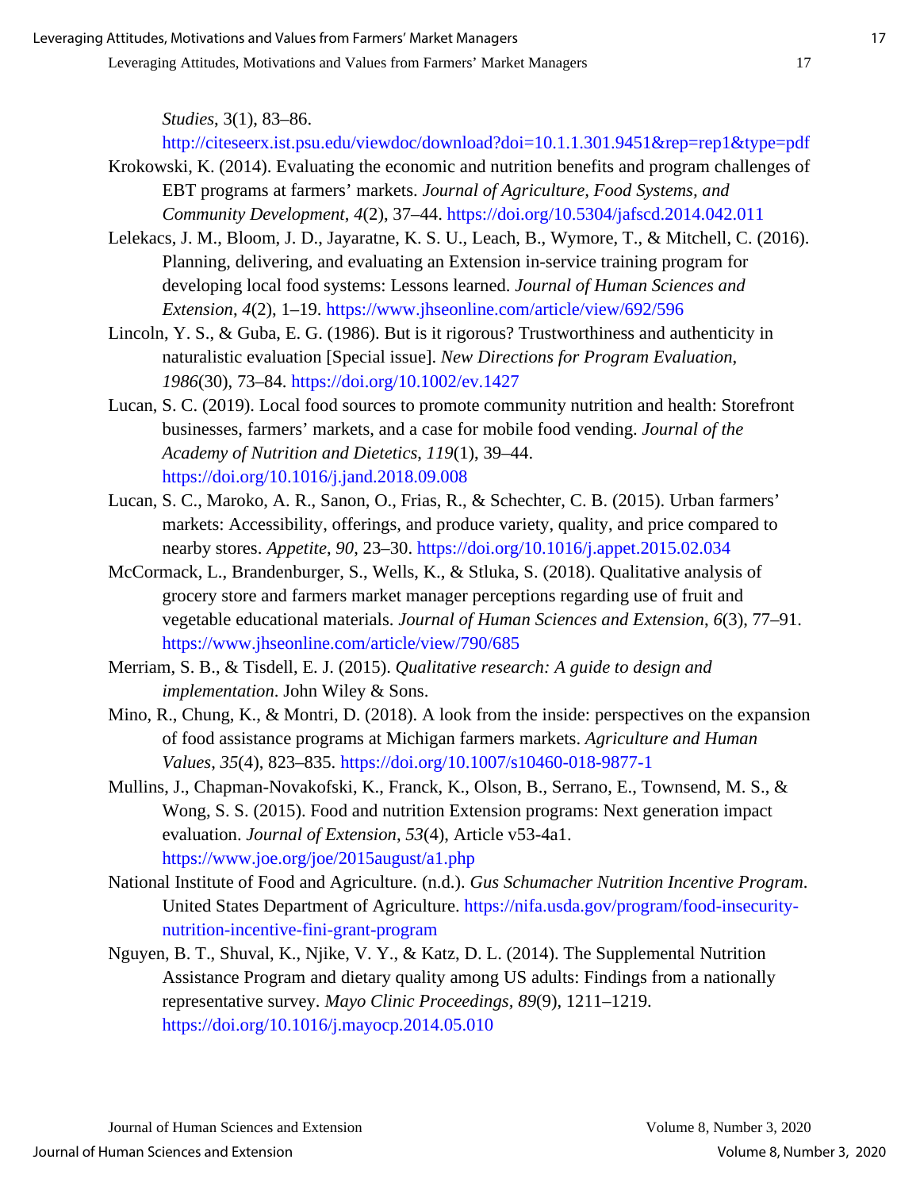*Studies*, 3(1), 83–86. http://citeseerx.ist.psu.edu/viewdoc/download?doi=10.1.1.301.9451&rep=rep1&type=pdf

Krokowski, K. (2014). Evaluating the economic and nutrition benefits and program challenges of EBT programs at farmers' markets. *Journal of Agriculture, Food Systems, and Community Development*, *4*(2), 37–44. https://doi.org/10.5304/jafscd.2014.042.011

Lelekacs, J. M., Bloom, J. D., Jayaratne, K. S. U., Leach, B., Wymore, T., & Mitchell, C. (2016). Planning, delivering, and evaluating an Extension in-service training program for developing local food systems: Lessons learned. *Journal of Human Sciences and Extension*, *4*(2), 1–19. https://www.jhseonline.com/article/view/692/596

Lincoln, Y. S., & Guba, E. G. (1986). But is it rigorous? Trustworthiness and authenticity in naturalistic evaluation [Special issue]. *New Directions for Program Evaluation*, *1986*(30), 73–84. https://doi.org/10.1002/ev.1427

Lucan, S. C. (2019). Local food sources to promote community nutrition and health: Storefront businesses, farmers' markets, and a case for mobile food vending. *Journal of the Academy of Nutrition and Dietetics*, *119*(1), 39–44. https://doi.org/10.1016/j.jand.2018.09.008

Lucan, S. C., Maroko, A. R., Sanon, O., Frias, R., & Schechter, C. B. (2015). Urban farmers' markets: Accessibility, offerings, and produce variety, quality, and price compared to nearby stores. *Appetite*, *90*, 23–30. https://doi.org/10.1016/j.appet.2015.02.034

McCormack, L., Brandenburger, S., Wells, K., & Stluka, S. (2018). Qualitative analysis of grocery store and farmers market manager perceptions regarding use of fruit and vegetable educational materials. *Journal of Human Sciences and Extension*, *6*(3), 77–91. https://www.jhseonline.com/article/view/790/685

Merriam, S. B., & Tisdell, E. J. (2015). *Qualitative research: A guide to design and implementation*. John Wiley & Sons.

Mino, R., Chung, K., & Montri, D. (2018). A look from the inside: perspectives on the expansion of food assistance programs at Michigan farmers markets. *Agriculture and Human Values*, *35*(4), 823–835. https://doi.org/10.1007/s10460-018-9877-1

Mullins, J., Chapman-Novakofski, K., Franck, K., Olson, B., Serrano, E., Townsend, M. S., & Wong, S. S. (2015). Food and nutrition Extension programs: Next generation impact evaluation. *Journal of Extension*, *53*(4), Article v53-4a1. https://www.joe.org/joe/2015august/a1.php

National Institute of Food and Agriculture. (n.d.). *Gus Schumacher Nutrition Incentive Program*. United States Department of Agriculture. https://nifa.usda.gov/program/food-insecurity-nutrition-incentive-fini-grant-program

Nguyen, B. T., Shuval, K., Njike, V. Y., & Katz, D. L. (2014). The Supplemental Nutrition Assistance Program and dietary quality among US adults: Findings from a nationally representative survey. *Mayo Clinic Proceedings*, *89*(9), 1211–1219. https://doi.org/10.1016/j.mayocp.2014.05.010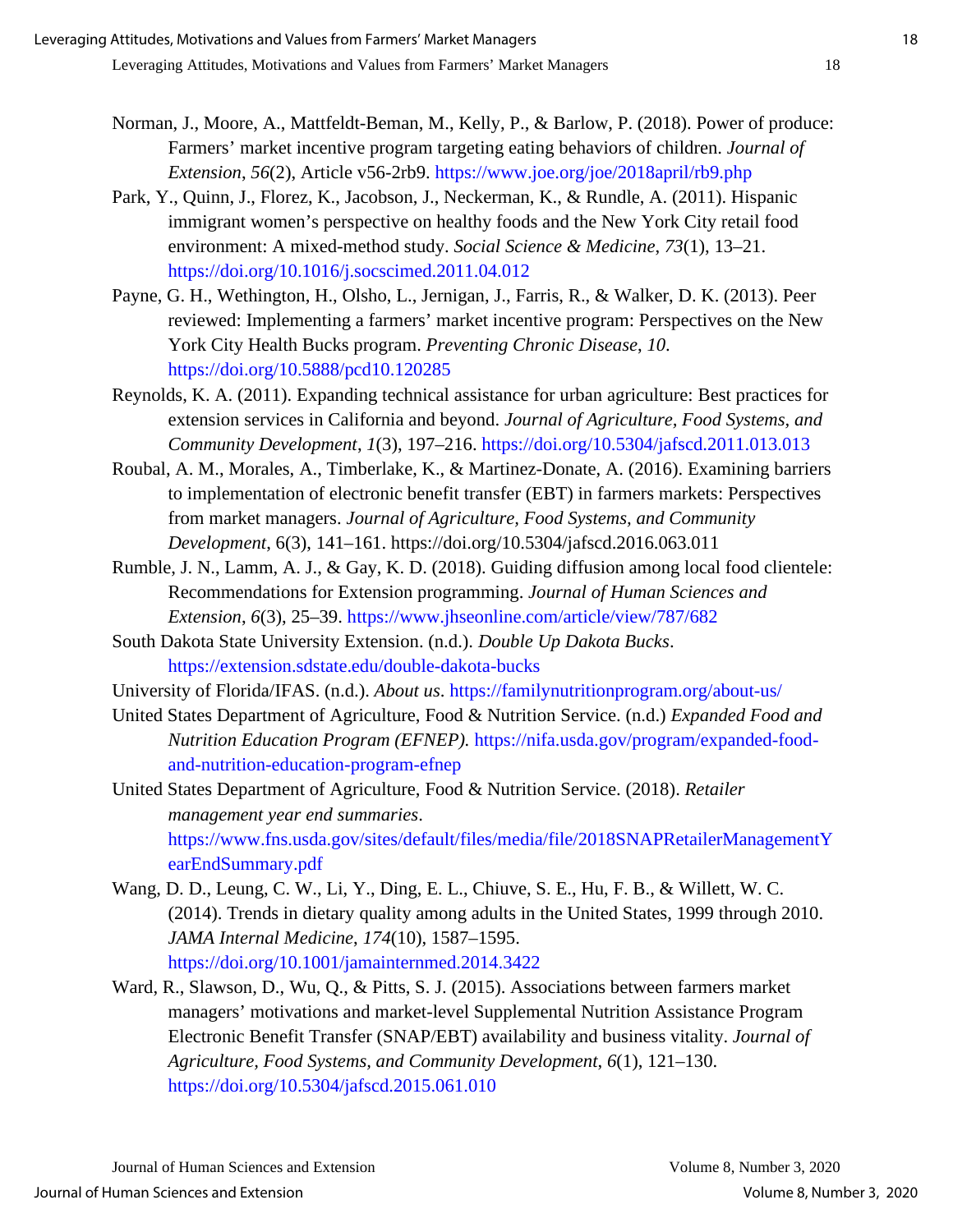Norman, J., Moore, A., Mattfeldt-Beman, M., Kelly, P., & Barlow, P. (2018). Power of produce: Farmers' market incentive program targeting eating behaviors of children. *Journal of Extension*, *56*(2), Article v56-2rb9. https://www.joe.org/joe/2018april/rb9.php

Park, Y., Quinn, J., Florez, K., Jacobson, J., Neckerman, K., & Rundle, A. (2011). Hispanic immigrant women's perspective on healthy foods and the New York City retail food environment: A mixed-method study. *Social Science & Medicine*, *73*(1), 13–21. https://doi.org/10.1016/j.socscimed.2011.04.012

Payne, G. H., Wethington, H., Olsho, L., Jernigan, J., Farris, R., & Walker, D. K. (2013). Peer reviewed: Implementing a farmers' market incentive program: Perspectives on the New York City Health Bucks program. *Preventing Chronic Disease*, *10*. https://doi.org/10.5888/pcd10.120285

Reynolds, K. A. (2011). Expanding technical assistance for urban agriculture: Best practices for extension services in California and beyond. *Journal of Agriculture, Food Systems, and Community Development*, *1*(3), 197–216. https://doi.org/10.5304/jafscd.2011.013.013

Roubal, A. M., Morales, A., Timberlake, K., & Martinez-Donate, A. (2016). Examining barriers to implementation of electronic benefit transfer (EBT) in farmers markets: Perspectives from market managers. *Journal of Agriculture, Food Systems, and Community Development*, 6(3), 141–161. https://doi.org/10.5304/jafscd.2016.063.011

Rumble, J. N., Lamm, A. J., & Gay, K. D. (2018). Guiding diffusion among local food clientele: Recommendations for Extension programming. *Journal of Human Sciences and Extension*, *6*(3), 25–39. https://www.jhseonline.com/article/view/787/682

South Dakota State University Extension. (n.d.). *Double Up Dakota Bucks*. https://extension.sdstate.edu/double-dakota-bucks

University of Florida/IFAS. (n.d.). *About us*. https://familynutritionprogram.org/about-us/

United States Department of Agriculture, Food & Nutrition Service. (n.d.) *Expanded Food and Nutrition Education Program (EFNEP)*. https://nifa.usda.gov/program/expanded-food-and-nutrition-education-program-efnep

United States Department of Agriculture, Food & Nutrition Service. (2018). *Retailer management year end summaries*. https://www.fns.usda.gov/sites/default/files/media/file/2018SNAPRetailerManagementYearEndSummary.pdf

Wang, D. D., Leung, C. W., Li, Y., Ding, E. L., Chiuve, S. E., Hu, F. B., & Willett, W. C. (2014). Trends in dietary quality among adults in the United States, 1999 through 2010. *JAMA Internal Medicine*, *174*(10), 1587–1595. https://doi.org/10.1001/jamainternmed.2014.3422

Ward, R., Slawson, D., Wu, Q., & Pitts, S. J. (2015). Associations between farmers market managers' motivations and market-level Supplemental Nutrition Assistance Program Electronic Benefit Transfer (SNAP/EBT) availability and business vitality. *Journal of Agriculture, Food Systems, and Community Development*, *6*(1), 121–130. https://doi.org/10.5304/jafscd.2015.061.010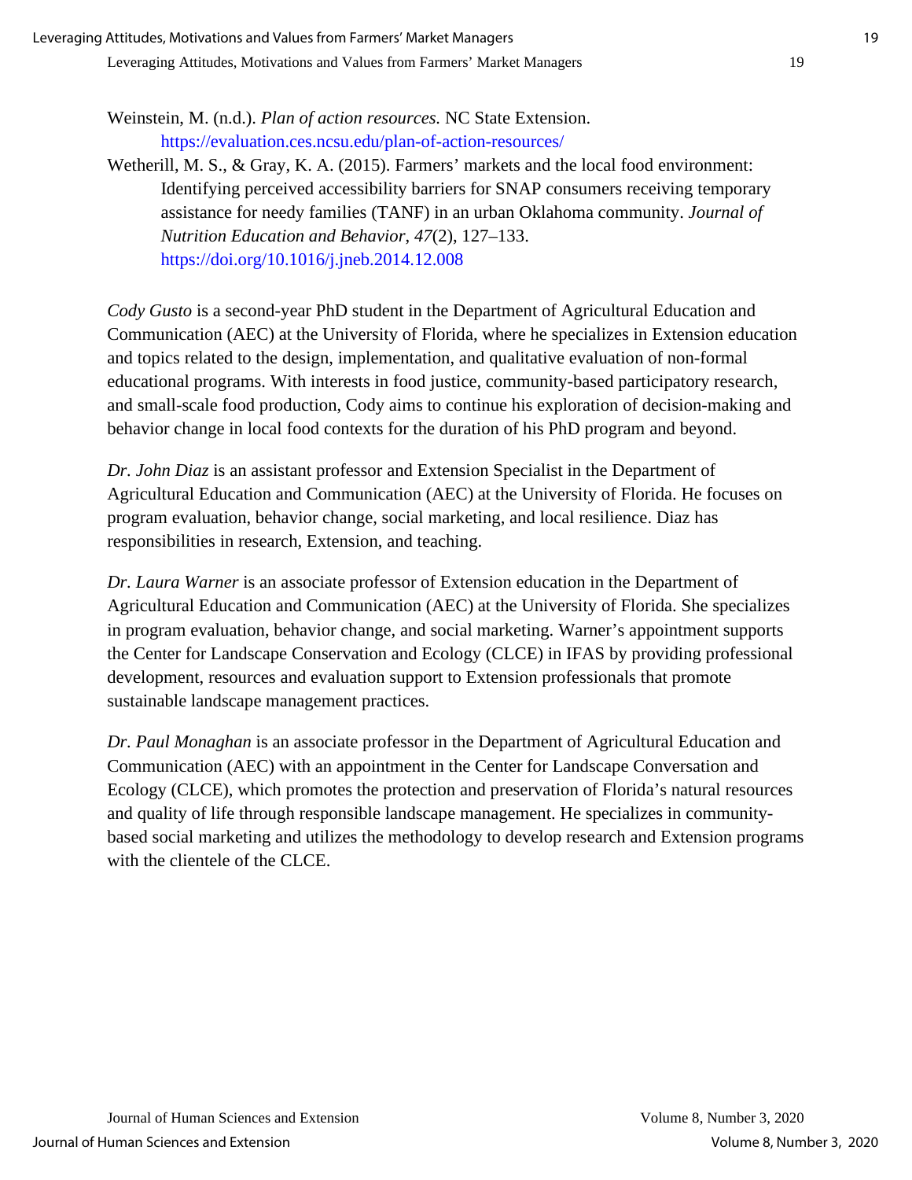Weinstein, M. (n.d.). *Plan of action resources.* NC State Extension. https://evaluation.ces.ncsu.edu/plan-of-action-resources/

Wetherill, M. S., & Gray, K. A. (2015). Farmers' markets and the local food environment: Identifying perceived accessibility barriers for SNAP consumers receiving temporary assistance for needy families (TANF) in an urban Oklahoma community. *Journal of Nutrition Education and Behavior*, *47*(2), 127–133. https://doi.org/10.1016/j.jneb.2014.12.008

*Cody Gusto* is a second-year PhD student in the Department of Agricultural Education and Communication (AEC) at the University of Florida, where he specializes in Extension education and topics related to the design, implementation, and qualitative evaluation of non-formal educational programs. With interests in food justice, community-based participatory research, and small-scale food production, Cody aims to continue his exploration of decision-making and behavior change in local food contexts for the duration of his PhD program and beyond.

*Dr. John Diaz* is an assistant professor and Extension Specialist in the Department of Agricultural Education and Communication (AEC) at the University of Florida. He focuses on program evaluation, behavior change, social marketing, and local resilience. Diaz has responsibilities in research, Extension, and teaching.

*Dr. Laura Warner* is an associate professor of Extension education in the Department of Agricultural Education and Communication (AEC) at the University of Florida. She specializes in program evaluation, behavior change, and social marketing. Warner's appointment supports the Center for Landscape Conservation and Ecology (CLCE) in IFAS by providing professional development, resources and evaluation support to Extension professionals that promote sustainable landscape management practices.

*Dr. Paul Monaghan* is an associate professor in the Department of Agricultural Education and Communication (AEC) with an appointment in the Center for Landscape Conversation and Ecology (CLCE), which promotes the protection and preservation of Florida's natural resources and quality of life through responsible landscape management. He specializes in community-based social marketing and utilizes the methodology to develop research and Extension programs with the clientele of the CLCE.